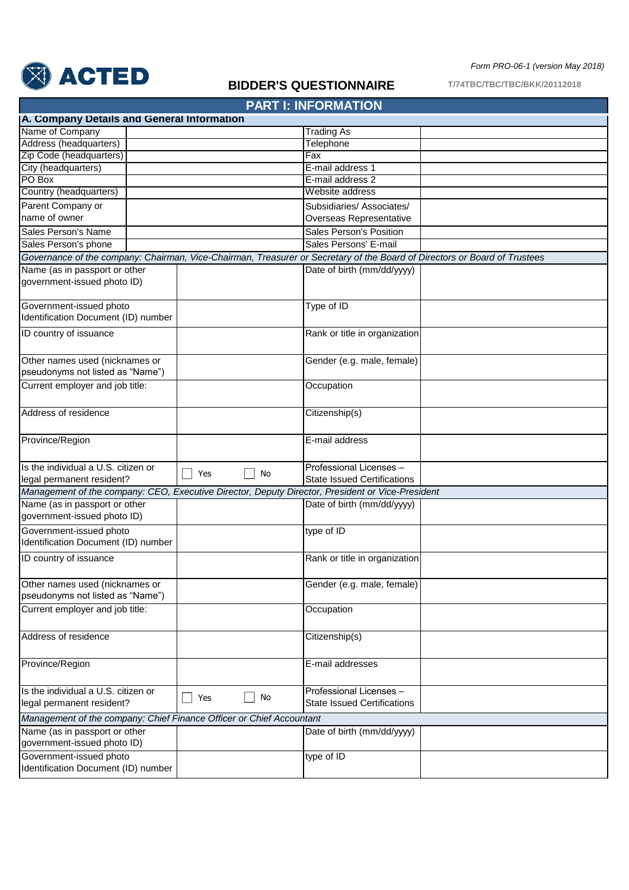ACTED

Form PRO-06-1 (version May 2018)

# BIDDER'S QUESTIONNAIRE

T/74TBC/TBC/TBC/BKK/20112018

## PART I: INFORMATION

### A. Company Details and General Information

| | | | |
|---|---|---|---|
| Name of Company | | Trading As | |
| Address (headquarters) | | Telephone | |
| Zip Code (headquarters) | | Fax | |
| City (headquarters) | | E-mail address 1 | |
| PO Box | | E-mail address 2 | |
| Country (headquarters) | | Website address | |
| Parent Company or name of owner | | Subsidiaries/ Associates/ Overseas Representative | |
| Sales Person's Name | | Sales Person's Position | |
| Sales Person's phone | | Sales Persons' E-mail | |

*Governance of the company: Chairman, Vice-Chairman, Treasurer or Secretary of the Board of Directors or Board of Trustees*

| | | | |
|---|---|---|---|
| Name (as in passport or other government-issued photo ID) | | Date of birth (mm/dd/yyyy) | |
| Government-issued photo Identification Document (ID) number | | Type of ID | |
| ID country of issuance | | Rank or title in organization | |
| Other names used (nicknames or pseudonyms not listed as "Name") | | Gender (e.g. male, female) | |
| Current employer and job title: | | Occupation | |
| Address of residence | | Citizenship(s) | |
| Province/Region | | E-mail address | |
| Is the individual a U.S. citizen or legal permanent resident? | ☐ Yes ☐ No | Professional Licenses – State Issued Certifications | |

*Management of the company: CEO, Executive Director, Deputy Director, President or Vice-President*

| | | | |
|---|---|---|---|
| Name (as in passport or other government-issued photo ID) | | Date of birth (mm/dd/yyyy) | |
| Government-issued photo Identification Document (ID) number | | type of ID | |
| ID country of issuance | | Rank or title in organization | |
| Other names used (nicknames or pseudonyms not listed as "Name") | | Gender (e.g. male, female) | |
| Current employer and job title: | | Occupation | |
| Address of residence | | Citizenship(s) | |
| Province/Region | | E-mail addresses | |
| Is the individual a U.S. citizen or legal permanent resident? | ☐ Yes ☐ No | Professional Licenses – State Issued Certifications | |

*Management of the company: Chief Finance Officer or Chief Accountant*

| | | | |
|---|---|---|---|
| Name (as in passport or other government-issued photo ID) | | Date of birth (mm/dd/yyyy) | |
| Government-issued photo Identification Document (ID) number | | type of ID | |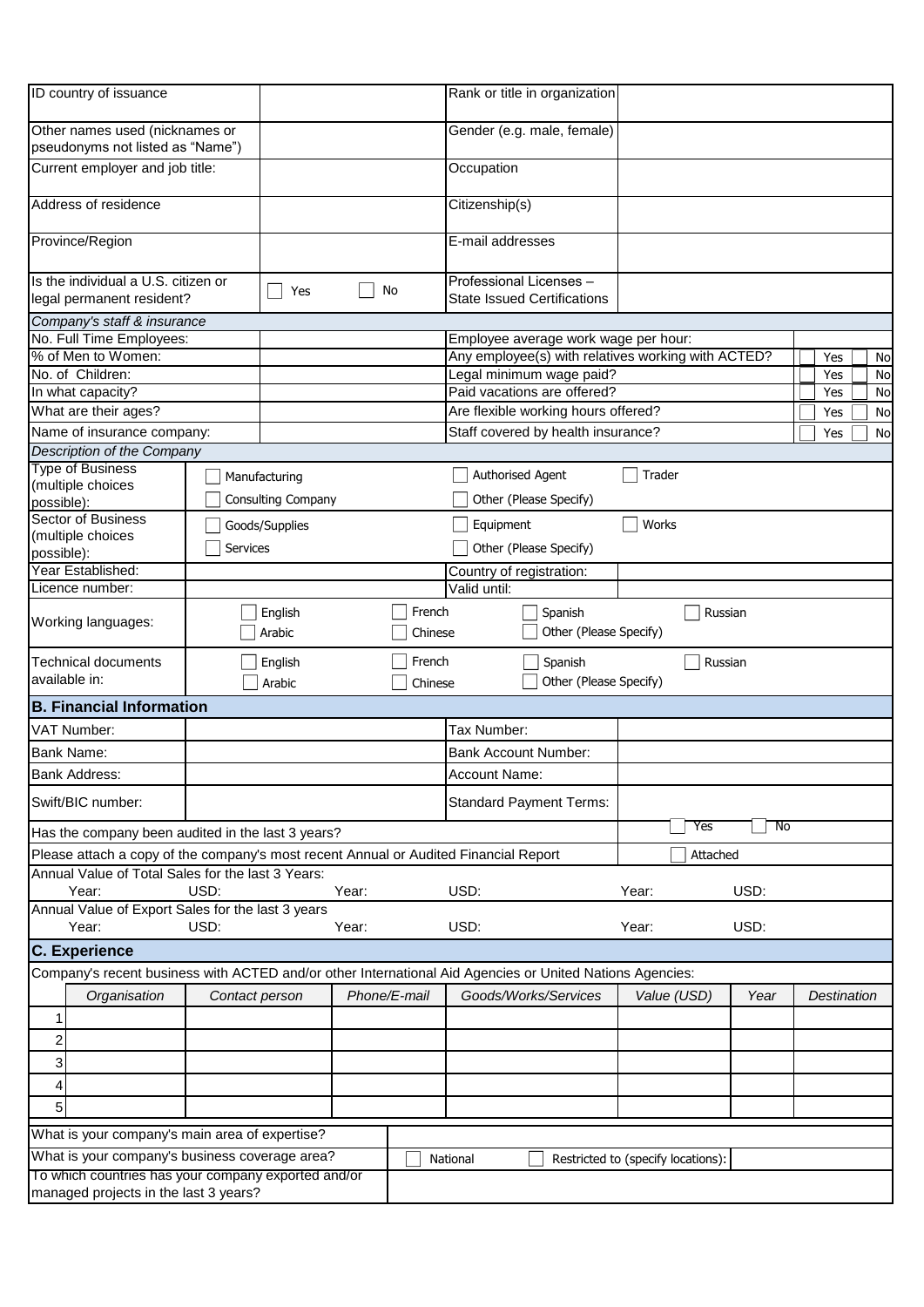| ID country of issuance | | Rank or title in organization | |
|---|---|---|---|
| Other names used (nicknames or pseudonyms not listed as "Name") | | Gender (e.g. male, female) | |
| Current employer and job title: | | Occupation | |
| Address of residence | | Citizenship(s) | |
| Province/Region | | E-mail addresses | |
| Is the individual a U.S. citizen or legal permanent resident? | ☐ Yes ☐ No | Professional Licenses – State Issued Certifications | |

| *Company's staff & insurance* | | | |
|---|---|---|---|
| No. Full Time Employees: | | Employee average work wage per hour: | |
| % of Men to Women: | | Any employee(s) with relatives working with ACTED? | ☐ Yes ☐ No |
| No. of Children: | | Legal minimum wage paid? | ☐ Yes ☐ No |
| In what capacity? | | Paid vacations are offered? | ☐ Yes ☐ No |
| What are their ages? | | Are flexible working hours offered? | ☐ Yes ☐ No |
| Name of insurance company: | | Staff covered by health insurance? | ☐ Yes ☐ No |

| *Description of the Company* | | |
|---|---|---|
| Type of Business (multiple choices possible): | ☐ Manufacturing<br>☐ Consulting Company | ☐ Authorised Agent ☐ Trader<br>☐ Other (Please Specify) |
| Sector of Business (multiple choices possible): | ☐ Goods/Supplies<br>☐ Services | ☐ Equipment ☐ Works<br>☐ Other (Please Specify) |
| Year Established: | | Country of registration: |
| Licence number: | | Valid until: |
| Working languages: | ☐ English ☐ French<br>☐ Arabic ☐ Chinese | ☐ Spanish ☐ Russian<br>☐ Other (Please Specify) |
| Technical documents available in: | ☐ English ☐ French<br>☐ Arabic ☐ Chinese | ☐ Spanish ☐ Russian<br>☐ Other (Please Specify) |

## B. Financial Information

| VAT Number: | | Tax Number: | |
|---|---|---|---|
| Bank Name: | | Bank Account Number: | |
| Bank Address: | | Account Name: | |
| Swift/BIC number: | | Standard Payment Terms: | |

Has the company been audited in the last 3 years? ☐ Yes ☐ No

Please attach a copy of the company's most recent Annual or Audited Financial Report ☐ Attached

Annual Value of Total Sales for the last 3 Years:

| Year: | USD: | Year: | USD: | Year: | USD: |
|---|---|---|---|---|---|

Annual Value of Export Sales for the last 3 years

| Year: | USD: | Year: | USD: | Year: | USD: |
|---|---|---|---|---|---|

## C. Experience

Company's recent business with ACTED and/or other International Aid Agencies or United Nations Agencies:

| | *Organisation* | *Contact person* | *Phone/E-mail* | *Goods/Works/Services* | *Value (USD)* | *Year* | *Destination* |
|---|---|---|---|---|---|---|---|
| 1 | | | | | | | |
| 2 | | | | | | | |
| 3 | | | | | | | |
| 4 | | | | | | | |
| 5 | | | | | | | |

| What is your company's main area of expertise? | |
|---|---|
| What is your company's business coverage area? | ☐ National ☐ Restricted to (specify locations): |
| To which countries has your company exported and/or managed projects in the last 3 years? | |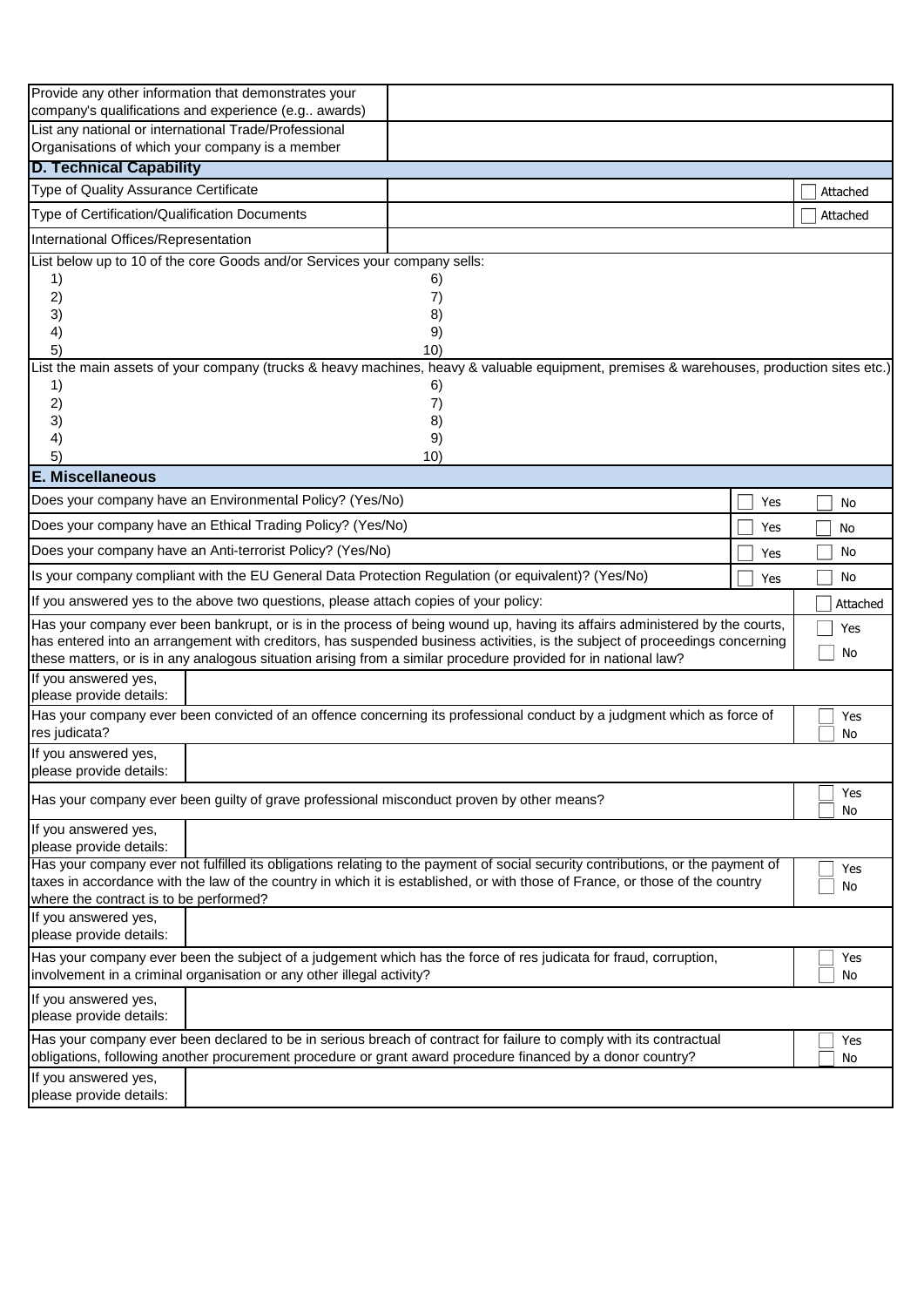| | |
|---|---|
| Provide any other information that demonstrates your company's qualifications and experience (e.g.. awards) | |
| List any national or international Trade/Professional Organisations of which your company is a member | |

## D. Technical Capability

| | | |
|---|---|---|
| Type of Quality Assurance Certificate | | ☐ Attached |
| Type of Certification/Qualification Documents | | ☐ Attached |
| International Offices/Representation | | |

List below up to 10 of the core Goods and/or Services your company sells:

| | |
|---|---|
| 1) | 6) |
| 2) | 7) |
| 3) | 8) |
| 4) | 9) |
| 5) | 10) |

List the main assets of your company (trucks & heavy machines, heavy & valuable equipment, premises & warehouses, production sites etc.)

| | |
|---|---|
| 1) | 6) |
| 2) | 7) |
| 3) | 8) |
| 4) | 9) |
| 5) | 10) |

## E. Miscellaneous

| | | |
|---|---|---|
| Does your company have an Environmental Policy? (Yes/No) | ☐ Yes | ☐ No |
| Does your company have an Ethical Trading Policy? (Yes/No) | ☐ Yes | ☐ No |
| Does your company have an Anti-terrorist Policy? (Yes/No) | ☐ Yes | ☐ No |
| Is your company compliant with the EU General Data Protection Regulation (or equivalent)? (Yes/No) | ☐ Yes | ☐ No |
| If you answered yes to the above two questions, please attach copies of your policy: | | ☐ Attached |

| | |
|---|---|
| Has your company ever been bankrupt, or is in the process of being wound up, having its affairs administered by the courts, has entered into an arrangement with creditors, has suspended business activities, is the subject of proceedings concerning these matters, or is in any analogous situation arising from a similar procedure provided for in national law? | ☐ Yes ☐ No |
| If you answered yes, please provide details: | |
| Has your company ever been convicted of an offence concerning its professional conduct by a judgment which as force of res judicata? | ☐ Yes ☐ No |
| If you answered yes, please provide details: | |
| Has your company ever been guilty of grave professional misconduct proven by other means? | ☐ Yes ☐ No |
| If you answered yes, please provide details: | |
| Has your company ever not fulfilled its obligations relating to the payment of social security contributions, or the payment of taxes in accordance with the law of the country in which it is established, or with those of France, or those of the country where the contract is to be performed? | ☐ Yes ☐ No |
| If you answered yes, please provide details: | |
| Has your company ever been the subject of a judgement which has the force of res judicata for fraud, corruption, involvement in a criminal organisation or any other illegal activity? | ☐ Yes ☐ No |
| If you answered yes, please provide details: | |
| Has your company ever been declared to be in serious breach of contract for failure to comply with its contractual obligations, following another procurement procedure or grant award procedure financed by a donor country? | ☐ Yes ☐ No |
| If you answered yes, please provide details: | |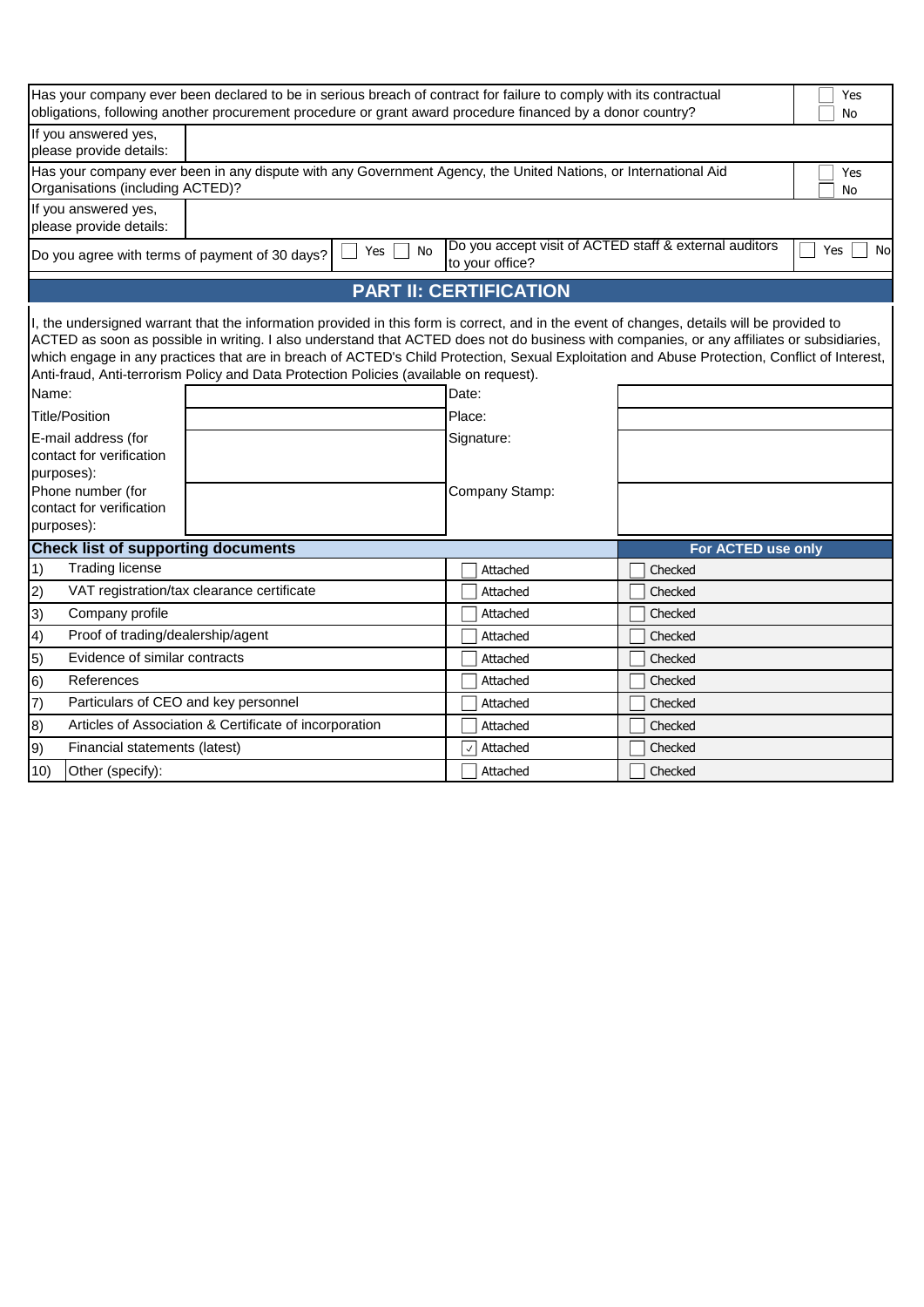| | |
|---|---|
| Has your company ever been declared to be in serious breach of contract for failure to comply with its contractual obligations, following another procurement procedure or grant award procedure financed by a donor country? | ☐ Yes ☐ No |
| If you answered yes, please provide details: | |
| Has your company ever been in any dispute with any Government Agency, the United Nations, or International Aid Organisations (including ACTED)? | ☐ Yes ☐ No |
| If you answered yes, please provide details: | |

| | | | |
|---|---|---|---|
| Do you agree with terms of payment of 30 days? | ☐ Yes ☐ No | Do you accept visit of ACTED staff & external auditors to your office? | ☐ Yes ☐ No |

## PART II: CERTIFICATION

I, the undersigned warrant that the information provided in this form is correct, and in the event of changes, details will be provided to ACTED as soon as possible in writing. I also understand that ACTED does not do business with companies, or any affiliates or subsidiaries, which engage in any practices that are in breach of ACTED's Child Protection, Sexual Exploitation and Abuse Protection, Conflict of Interest, Anti-fraud, Anti-terrorism Policy and Data Protection Policies (available on request).

| | | | |
|---|---|---|---|
| Name: | | Date: | |
| Title/Position | | Place: | |
| E-mail address (for contact for verification purposes): | | Signature: | |
| Phone number (for contact for verification purposes): | | Company Stamp: | |

| Check list of supporting documents | | | For ACTED use only |
|---|---|---|---|
| 1) | Trading license | ☐ Attached | ☐ Checked |
| 2) | VAT registration/tax clearance certificate | ☐ Attached | ☐ Checked |
| 3) | Company profile | ☐ Attached | ☐ Checked |
| 4) | Proof of trading/dealership/agent | ☐ Attached | ☐ Checked |
| 5) | Evidence of similar contracts | ☐ Attached | ☐ Checked |
| 6) | References | ☐ Attached | ☐ Checked |
| 7) | Particulars of CEO and key personnel | ☐ Attached | ☐ Checked |
| 8) | Articles of Association & Certificate of incorporation | ☐ Attached | ☐ Checked |
| 9) | Financial statements (latest) | ☑ Attached | ☐ Checked |
| 10) | Other (specify): | ☐ Attached | ☐ Checked |